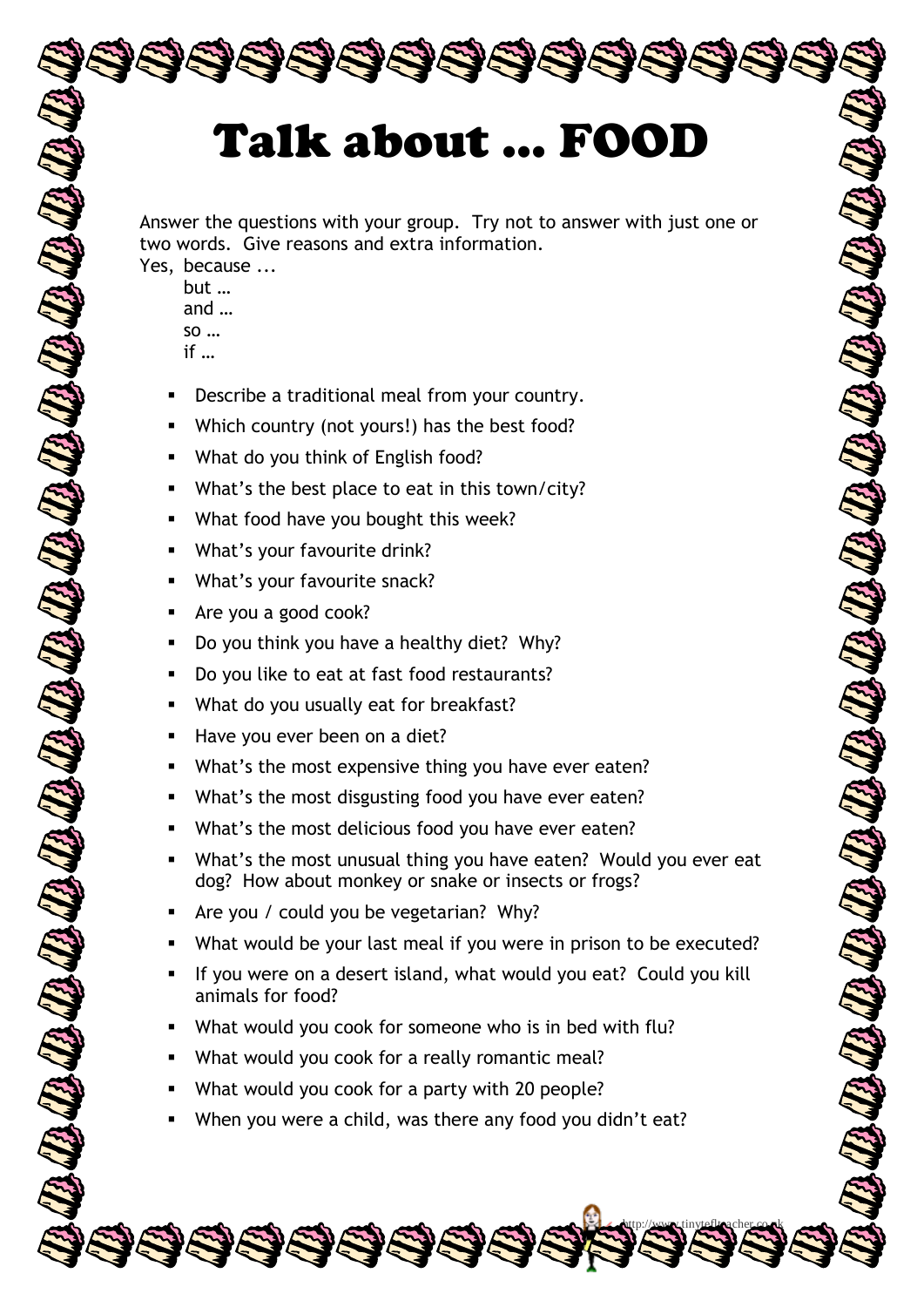# Talk about … FOOD

Answer the questions with your group. Try not to answer with just one or two words. Give reasons and extra information.

Yes, because ...
but …
and …
so …
if …

- Describe a traditional meal from your country.
- Which country (not yours!) has the best food?
- What do you think of English food?
- What's the best place to eat in this town/city?
- What food have you bought this week?
- What's your favourite drink?
- What's your favourite snack?
- Are you a good cook?
- Do you think you have a healthy diet? Why?
- Do you like to eat at fast food restaurants?
- What do you usually eat for breakfast?
- Have you ever been on a diet?
- What's the most expensive thing you have ever eaten?
- What's the most disgusting food you have ever eaten?
- What's the most delicious food you have ever eaten?
- What's the most unusual thing you have eaten? Would you ever eat dog? How about monkey or snake or insects or frogs?
- Are you / could you be vegetarian? Why?
- What would be your last meal if you were in prison to be executed?
- If you were on a desert island, what would you eat? Could you kill animals for food?
- What would you cook for someone who is in bed with flu?
- What would you cook for a really romantic meal?
- What would you cook for a party with 20 people?
- When you were a child, was there any food you didn't eat?

http://www.tinyteflteacher.co.uk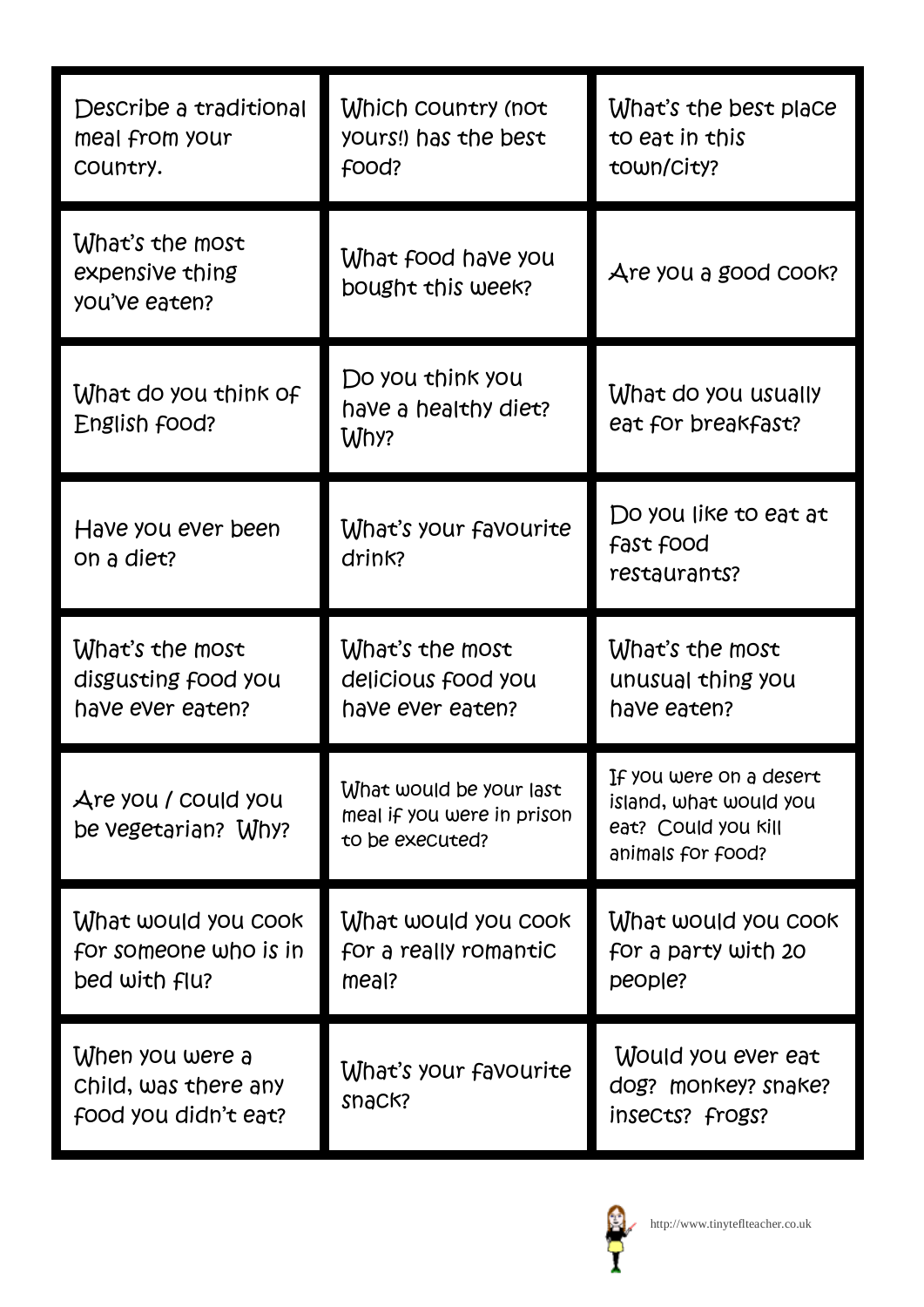| | | |
|---|---|---|
| Describe a traditional meal from your country. | Which country (not yours!) has the best food? | What's the best place to eat in this town/city? |
| What's the most expensive thing you've eaten? | What food have you bought this week? | Are you a good cook? |
| What do you think of English food? | Do you think you have a healthy diet? Why? | What do you usually eat for breakfast? |
| Have you ever been on a diet? | What's your favourite drink? | Do you like to eat at fast food restaurants? |
| What's the most disgusting food you have ever eaten? | What's the most delicious food you have ever eaten? | What's the most unusual thing you have eaten? |
| Are you / could you be vegetarian? Why? | What would be your last meal if you were in prison to be executed? | If you were on a desert island, what would you eat? Could you kill animals for food? |
| What would you cook for someone who is in bed with flu? | What would you cook for a really romantic meal? | What would you cook for a party with 20 people? |
| When you were a child, was there any food you didn't eat? | What's your favourite snack? | Would you ever eat dog? monkey? snake? insects? frogs? |

http://www.tinyteflteacher.co.uk